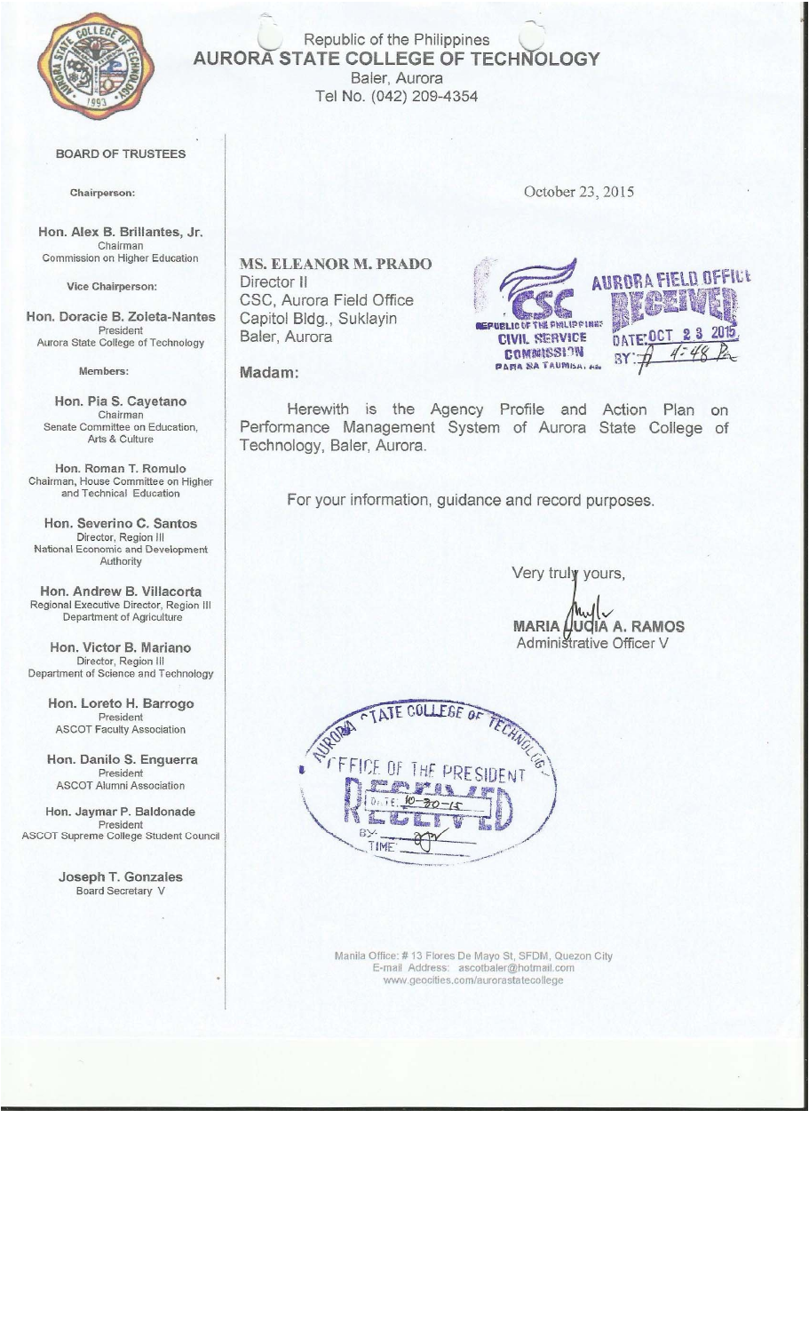Republic of the Philippines
# AURORA STATE COLLEGE OF TECHNOLOGY
Baler, Aurora
Tel No. (042) 209-4354

**BOARD OF TRUSTEES**

**Chairperson:**

**Hon. Alex B. Brillantes, Jr.**
Chairman
Commission on Higher Education

**Vice Chairperson:**

**Hon. Doracie B. Zoleta-Nantes**
President
Aurora State College of Technology

**Members:**

**Hon. Pia S. Cayetano**
Chairman
Senate Committee on Education, Arts & Culture

**Hon. Roman T. Romulo**
Chairman, House Committee on Higher and Technical Education

**Hon. Severino C. Santos**
Director, Region III
National Economic and Development Authority

**Hon. Andrew B. Villacorta**
Regional Executive Director, Region III
Department of Agriculture

**Hon. Victor B. Mariano**
Director, Region III
Department of Science and Technology

**Hon. Loreto H. Barrogo**
President
ASCOT Faculty Association

**Hon. Danilo S. Enguerra**
President
ASCOT Alumni Association

**Hon. Jaymar P. Baldonade**
President
ASCOT Supreme College Student Council

**Joseph T. Gonzales**
Board Secretary V

October 23, 2015

**MS. ELEANOR M. PRADO**
Director II
CSC, Aurora Field Office
Capitol Bldg., Suklayin
Baler, Aurora

CIVIL SERVICE COMMISSION — AURORA FIELD OFFICE — RECEIVED — DATE: OCT 23 2015 — BY: 4:48 PM

**Madam:**

Herewith is the Agency Profile and Action Plan on Performance Management System of Aurora State College of Technology, Baler, Aurora.

For your information, guidance and record purposes.

Very truly yours,

**MARIA LUCIA A. RAMOS**
Administrative Officer V

AURORA STATE COLLEGE OF TECHNOLOGY — OFFICE OF THE PRESIDENT — RECEIVED — DATE: 10-30-15 — BY: — TIME:

Manila Office: # 13 Flores De Mayo St, SFDM, Quezon City
E-mail Address: ascotbaler@hotmail.com
www.geocities.com/aurorastatecollege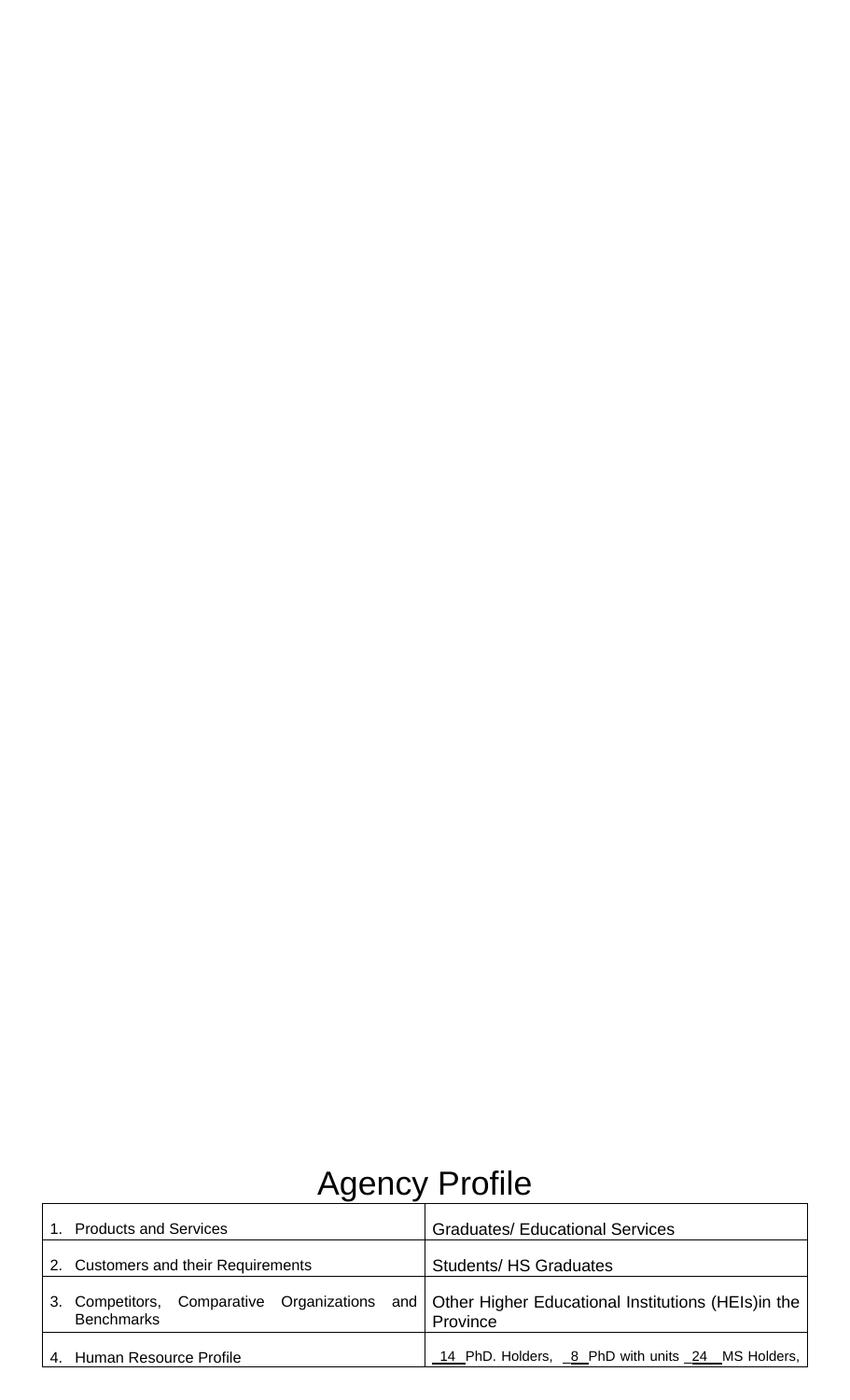# Agency Profile

| | |
|---|---|
| 1. Products and Services | Graduates/ Educational Services |
| 2. Customers and their Requirements | Students/ HS Graduates |
| 3. Competitors, Comparative Organizations and Benchmarks | Other Higher Educational Institutions (HEIs)in the Province |
| 4. Human Resource Profile | 14 PhD. Holders, 8 PhD with units 24 MS Holders, |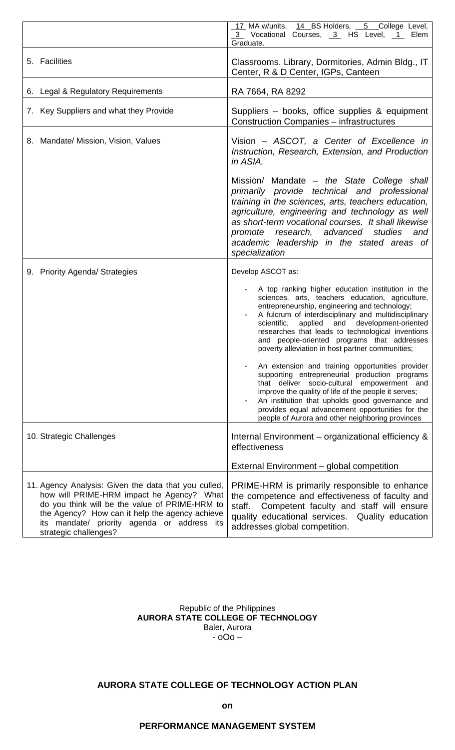| | |
|---|---|
| | 17 MA w/units, 14 BS Holders, 5 College Level, 3 Vocational Courses, 3 HS Level, 1 Elem Graduate. |
| 5. Facilities | Classrooms. Library, Dormitories, Admin Bldg., IT Center, R & D Center, IGPs, Canteen |
| 6. Legal & Regulatory Requirements | RA 7664, RA 8292 |
| 7. Key Suppliers and what they Provide | Suppliers – books, office supplies & equipment<br>Construction Companies – infrastructures |
| 8. Mandate/ Mission, Vision, Values | Vision – *ASCOT, a Center of Excellence in Instruction, Research, Extension, and Production in ASIA.*<br><br>Mission/ Mandate – *the State College shall primarily provide technical and professional training in the sciences, arts, teachers education, agriculture, engineering and technology as well as short-term vocational courses. It shall likewise promote research, advanced studies and academic leadership in the stated areas of specialization* |
| 9. Priority Agenda/ Strategies | Develop ASCOT as:<br><br>- A top ranking higher education institution in the sciences, arts, teachers education, agriculture, entrepreneurship, engineering and technology;<br>- A fulcrum of interdisciplinary and multidisciplinary scientific, applied and development-oriented researches that leads to technological inventions and people-oriented programs that addresses poverty alleviation in host partner communities;<br>- An extension and training opportunities provider supporting entrepreneurial production programs that deliver socio-cultural empowerment and improve the quality of life of the people it serves;<br>- An institution that upholds good governance and provides equal advancement opportunities for the people of Aurora and other neighboring provinces |
| 10. Strategic Challenges | Internal Environment – organizational efficiency & effectiveness<br><br>External Environment – global competition |
| 11. Agency Analysis: Given the data that you culled, how will PRIME-HRM impact he Agency? What do you think will be the value of PRIME-HRM to the Agency? How can it help the agency achieve its mandate/ priority agenda or address its strategic challenges? | PRIME-HRM is primarily responsible to enhance the competence and effectiveness of faculty and staff. Competent faculty and staff will ensure quality educational services. Quality education addresses global competition. |

Republic of the Philippines
**AURORA STATE COLLEGE OF TECHNOLOGY**
Baler, Aurora
- oOo –

**AURORA STATE COLLEGE OF TECHNOLOGY ACTION PLAN**

**on**

**PERFORMANCE MANAGEMENT SYSTEM**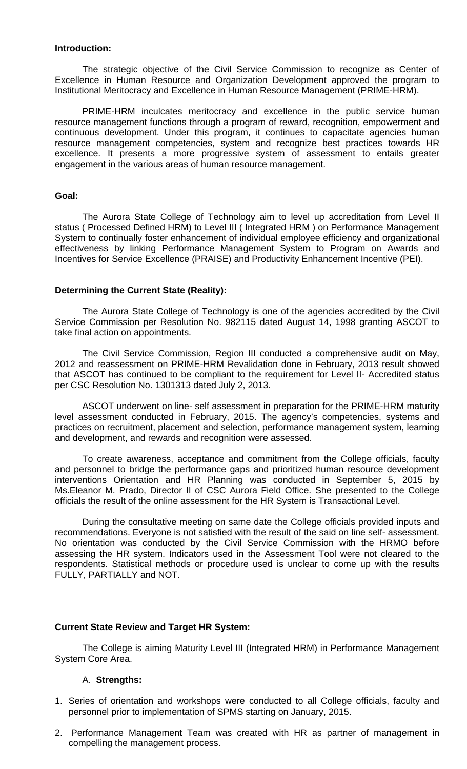**Introduction:**

The strategic objective of the Civil Service Commission to recognize as Center of Excellence in Human Resource and Organization Development approved the program to Institutional Meritocracy and Excellence in Human Resource Management (PRIME-HRM).

PRIME-HRM inculcates meritocracy and excellence in the public service human resource management functions through a program of reward, recognition, empowerment and continuous development. Under this program, it continues to capacitate agencies human resource management competencies, system and recognize best practices towards HR excellence. It presents a more progressive system of assessment to entails greater engagement in the various areas of human resource management.

**Goal:**

The Aurora State College of Technology aim to level up accreditation from Level II status ( Processed Defined HRM) to Level III ( Integrated HRM ) on Performance Management System to continually foster enhancement of individual employee efficiency and organizational effectiveness by linking Performance Management System to Program on Awards and Incentives for Service Excellence (PRAISE) and Productivity Enhancement Incentive (PEI).

**Determining the Current State (Reality):**

The Aurora State College of Technology is one of the agencies accredited by the Civil Service Commission per Resolution No. 982115 dated August 14, 1998 granting ASCOT to take final action on appointments.

The Civil Service Commission, Region III conducted a comprehensive audit on May, 2012 and reassessment on PRIME-HRM Revalidation done in February, 2013 result showed that ASCOT has continued to be compliant to the requirement for Level II- Accredited status per CSC Resolution No. 1301313 dated July 2, 2013.

ASCOT underwent on line- self assessment in preparation for the PRIME-HRM maturity level assessment conducted in February, 2015. The agency's competencies, systems and practices on recruitment, placement and selection, performance management system, learning and development, and rewards and recognition were assessed.

To create awareness, acceptance and commitment from the College officials, faculty and personnel to bridge the performance gaps and prioritized human resource development interventions Orientation and HR Planning was conducted in September 5, 2015 by Ms.Eleanor M. Prado, Director II of CSC Aurora Field Office. She presented to the College officials the result of the online assessment for the HR System is Transactional Level.

During the consultative meeting on same date the College officials provided inputs and recommendations. Everyone is not satisfied with the result of the said on line self- assessment. No orientation was conducted by the Civil Service Commission with the HRMO before assessing the HR system. Indicators used in the Assessment Tool were not cleared to the respondents. Statistical methods or procedure used is unclear to come up with the results FULLY, PARTIALLY and NOT.

**Current State Review and Target HR System:**

The College is aiming Maturity Level III (Integrated HRM) in Performance Management System Core Area.

A. **Strengths:**

1. Series of orientation and workshops were conducted to all College officials, faculty and personnel prior to implementation of SPMS starting on January, 2015.
2. Performance Management Team was created with HR as partner of management in compelling the management process.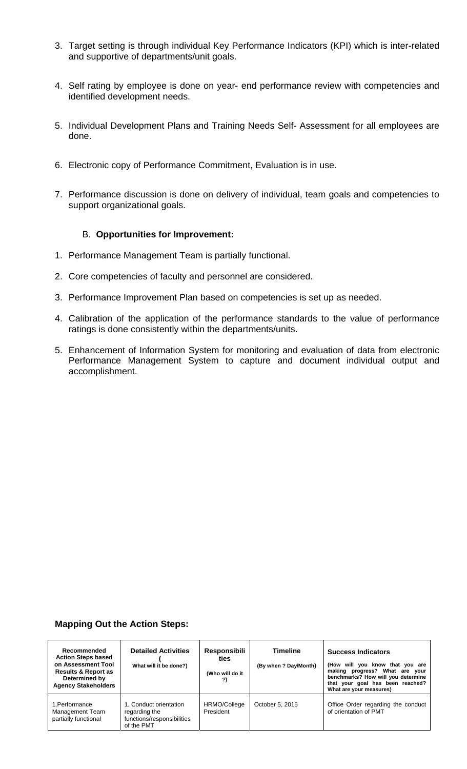3. Target setting is through individual Key Performance Indicators (KPI) which is inter-related and supportive of departments/unit goals.

4. Self rating by employee is done on year- end performance review with competencies and identified development needs.

5. Individual Development Plans and Training Needs Self- Assessment for all employees are done.

6. Electronic copy of Performance Commitment, Evaluation is in use.

7. Performance discussion is done on delivery of individual, team goals and competencies to support organizational goals.

B. **Opportunities for Improvement:**

1. Performance Management Team is partially functional.

2. Core competencies of faculty and personnel are considered.

3. Performance Improvement Plan based on competencies is set up as needed.

4. Calibration of the application of the performance standards to the value of performance ratings is done consistently within the departments/units.

5. Enhancement of Information System for monitoring and evaluation of data from electronic Performance Management System to capture and document individual output and accomplishment.

**Mapping Out the Action Steps:**

| **Recommended Action Steps based on Assessment Tool Results & Report as Determined by Agency Stakeholders** | **Detailed Activities ( What will it be done?)** | **Responsibilities (Who will do it ?)** | **Timeline (By when ? Day/Month)** | **Success Indicators (How will you know that you are making progress? What are your benchmarks? How will you determine that your goal has been reached? What are your measures)** |
|---|---|---|---|---|
| 1.Performance Management Team partially functional | 1. Conduct orientation regarding the functions/responsibilities of the PMT | HRMO/College President | October 5, 2015 | Office Order regarding the conduct of orientation of PMT |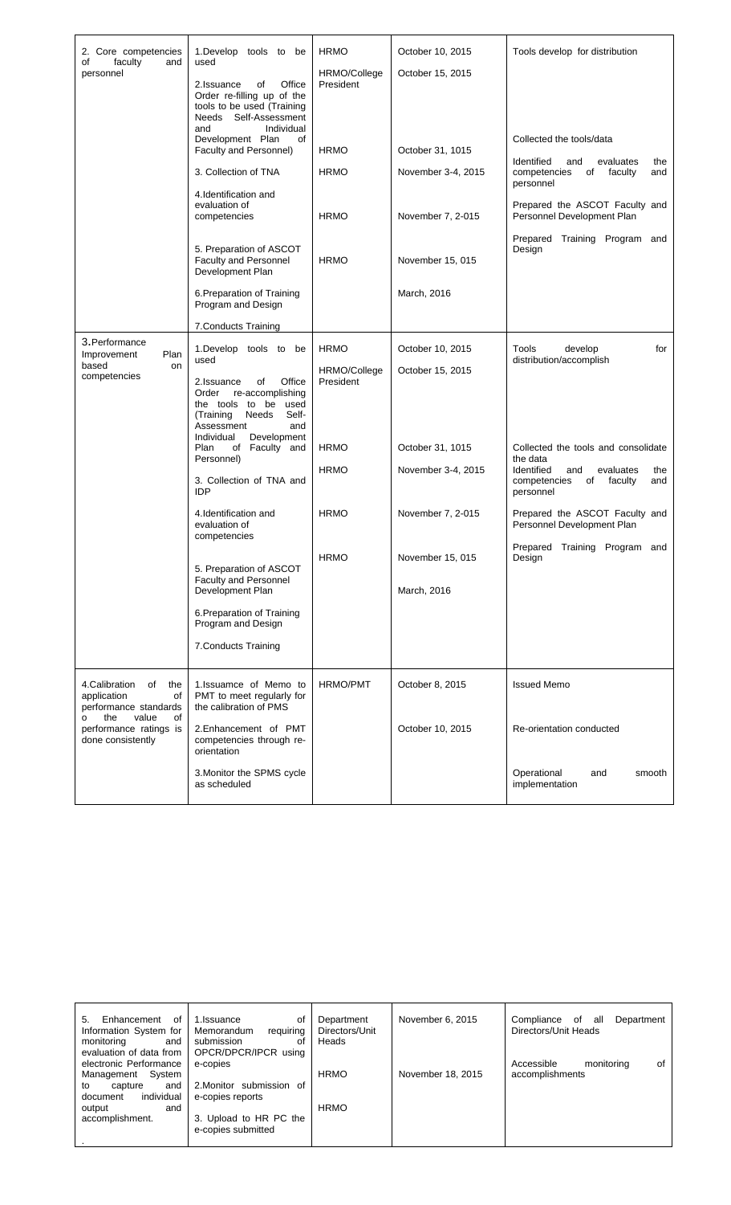| | | | | |
|---|---|---|---|---|
| 2. Core competencies of faculty and personnel | 1.Develop tools to be used<br><br>2.Issuance of Office Order re-filling up of the tools to be used (Training Needs Self-Assessment and Individual Development Plan of Faculty and Personnel)<br><br>3. Collection of TNA<br><br>4.Identification and evaluation of competencies<br><br>5. Preparation of ASCOT Faculty and Personnel Development Plan<br><br>6.Preparation of Training Program and Design<br><br>7.Conducts Training | HRMO<br><br>HRMO/College President<br><br>HRMO<br><br>HRMO<br><br>HRMO<br><br>HRMO | October 10, 2015<br><br>October 15, 2015<br><br>October 31, 1015<br><br>November 3-4, 2015<br><br>November 7, 2-015<br><br>November 15, 015<br><br>March, 2016 | Tools develop for distribution<br><br>Collected the tools/data<br><br>Identified and evaluates the competencies of faculty and personnel<br><br>Prepared the ASCOT Faculty and Personnel Development Plan<br><br>Prepared Training Program and Design |
| 3.Performance Improvement Plan based on competencies | 1.Develop tools to be used<br><br>2.Issuance of Office Order re-accomplishing the tools to be used (Training Needs Self-Assessment and Individual Development Plan of Faculty and Personnel)<br><br>3. Collection of TNA and IDP<br><br>4.Identification and evaluation of competencies<br><br>5. Preparation of ASCOT Faculty and Personnel Development Plan<br><br>6.Preparation of Training Program and Design<br><br>7.Conducts Training | HRMO<br><br>HRMO/College President<br><br>HRMO<br><br>HRMO<br><br>HRMO<br><br>HRMO | October 10, 2015<br><br>October 15, 2015<br><br>October 31, 1015<br><br>November 3-4, 2015<br><br>November 7, 2-015<br><br>November 15, 015<br><br>March, 2016 | Tools develop for distribution/accomplish<br><br>Collected the tools and consolidate the data<br><br>Identified and evaluates the competencies of faculty and personnel<br><br>Prepared the ASCOT Faculty and Personnel Development Plan<br><br>Prepared Training Program and Design |
| 4.Calibration of the application of performance standards o the value of performance ratings is done consistently | 1.Issuamce of Memo to PMT to meet regularly for the calibration of PMS<br><br>2.Enhancement of PMT competencies through re-orientation<br><br>3.Monitor the SPMS cycle as scheduled | HRMO/PMT | October 8, 2015<br><br>October 10, 2015 | Issued Memo<br><br>Re-orientation conducted<br><br>Operational and smooth implementation |

| | | | | |
|---|---|---|---|---|
| 5. Enhancement of Information System for monitoring and evaluation of data from electronic Performance Management System to capture and document individual output and accomplishment.<br><br>. | 1.Issuance of Memorandum requiring submission of OPCR/DPCR/IPCR using e-copies<br><br>2.Monitor submission of e-copies reports<br><br>3. Upload to HR PC the e-copies submitted | Department Directors/Unit Heads<br><br>HRMO<br><br>HRMO | November 6, 2015<br><br>November 18, 2015 | Compliance of all Department Directors/Unit Heads<br><br>Accessible monitoring of accomplishments |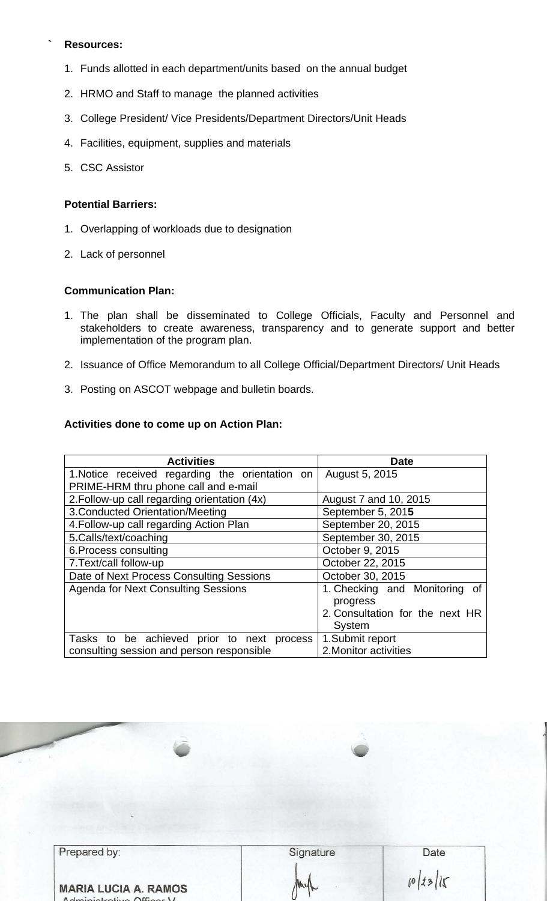` **Resources:**

1. Funds allotted in each department/units based on the annual budget
2. HRMO and Staff to manage the planned activities
3. College President/ Vice Presidents/Department Directors/Unit Heads
4. Facilities, equipment, supplies and materials
5. CSC Assistor

**Potential Barriers:**

1. Overlapping of workloads due to designation
2. Lack of personnel

**Communication Plan:**

1. The plan shall be disseminated to College Officials, Faculty and Personnel and stakeholders to create awareness, transparency and to generate support and better implementation of the program plan.
2. Issuance of Office Memorandum to all College Official/Department Directors/ Unit Heads
3. Posting on ASCOT webpage and bulletin boards.

**Activities done to come up on Action Plan:**

| Activities | Date |
|---|---|
| 1.Notice received regarding the orientation on PRIME-HRM thru phone call and e-mail | August 5, 2015 |
| 2.Follow-up call regarding orientation (4x) | August 7 and 10, 2015 |
| 3.Conducted Orientation/Meeting | September 5, 201**5** |
| 4.Follow-up call regarding Action Plan | September 20, 2015 |
| 5.Calls/text/coaching | September 30, 2015 |
| 6.Process consulting | October 9, 2015 |
| 7.Text/call follow-up | October 22, 2015 |
| Date of Next Process Consulting Sessions | October 30, 2015 |
| Agenda for Next Consulting Sessions | 1. Checking and Monitoring of progress<br>2. Consultation for the next HR System |
| Tasks to be achieved prior to next process consulting session and person responsible | 1.Submit report<br>2.Monitor activities |

| Prepared by: | Signature | Date |
|---|---|---|
| **MARIA LUCIA A. RAMOS**<br>Administrative Officer V | | 10/23/15 |